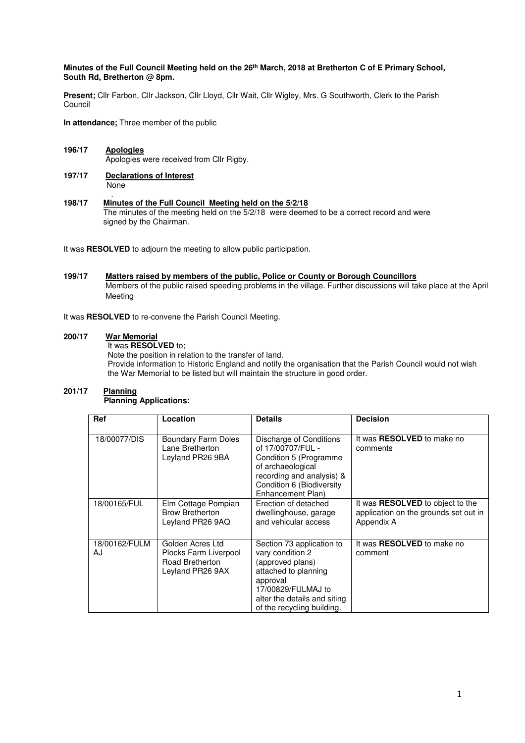**Minutes of the Full Council Meeting held on the 26th March, 2018 at Bretherton C of E Primary School, South Rd, Bretherton @ 8pm.**

**Present;** Cllr Farbon, Cllr Jackson, Cllr Lloyd, Cllr Wait, Cllr Wigley, Mrs. G Southworth, Clerk to the Parish Council

**In attendance;** Three member of the public

**196/17 Apologies**

Apologies were received from Cllr Rigby.

**197/17 Declarations of Interest**

None

**198/17 Minutes of the Full Council Meeting held on the 5/2/18**

The minutes of the meeting held on the 5/2/18 were deemed to be a correct record and were signed by the Chairman.

It was **RESOLVED** to adjourn the meeting to allow public participation.

**199/17 Matters raised by members of the public, Police or County or Borough Councillors**

Members of the public raised speeding problems in the village. Further discussions will take place at the April Meeting

It was **RESOLVED** to re-convene the Parish Council Meeting.

**200/17 War Memorial**

It was **RESOLVED** to;

Note the position in relation to the transfer of land.

Provide information to Historic England and notify the organisation that the Parish Council would not wish the War Memorial to be listed but will maintain the structure in good order.

**201/17 Planning**

**Planning Applications:**

| Ref | Location | Details | Decision |
|---|---|---|---|
| 18/00077/DIS | Boundary Farm Doles Lane Bretherton Leyland PR26 9BA | Discharge of Conditions of 17/00707/FUL - Condition 5 (Programme of archaeological recording and analysis) & Condition 6 (Biodiversity Enhancement Plan) | It was **RESOLVED** to make no comments |
| 18/00165/FUL | Elm Cottage Pompian Brow Bretherton Leyland PR26 9AQ | Erection of detached dwellinghouse, garage and vehicular access | It was **RESOLVED** to object to the application on the grounds set out in Appendix A |
| 18/00162/FULMAJ | Golden Acres Ltd Plocks Farm Liverpool Road Bretherton Leyland PR26 9AX | Section 73 application to vary condition 2 (approved plans) attached to planning approval 17/00829/FULMAJ to alter the details and siting of the recycling building. | It was **RESOLVED** to make no comment |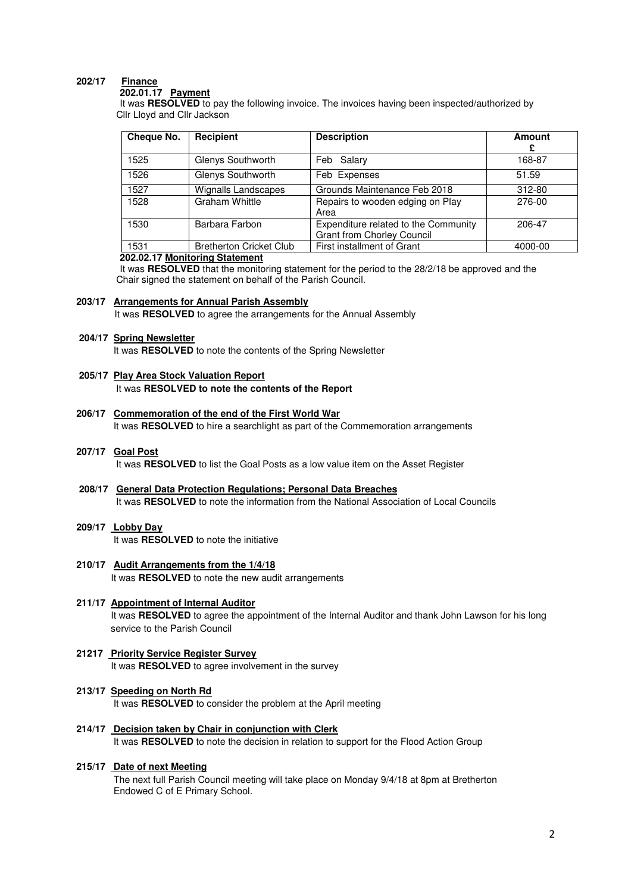**202/17 Finance**

**202.01.17 Payment**

It was **RESOLVED** to pay the following invoice. The invoices having been inspected/authorized by Cllr Lloyd and Cllr Jackson

| Cheque No. | Recipient | Description | Amount £ |
|---|---|---|---|
| 1525 | Glenys Southworth | Feb Salary | 168-87 |
| 1526 | Glenys Southworth | Feb Expenses | 51.59 |
| 1527 | Wignalls Landscapes | Grounds Maintenance Feb 2018 | 312-80 |
| 1528 | Graham Whittle | Repairs to wooden edging on Play Area | 276-00 |
| 1530 | Barbara Farbon | Expenditure related to the Community Grant from Chorley Council | 206-47 |
| 1531 | Bretherton Cricket Club | First installment of Grant | 4000-00 |

**202.02.17 Monitoring Statement**

It was **RESOLVED** that the monitoring statement for the period to the 28/2/18 be approved and the Chair signed the statement on behalf of the Parish Council.

**203/17 Arrangements for Annual Parish Assembly**

It was **RESOLVED** to agree the arrangements for the Annual Assembly

**204/17 Spring Newsletter**

It was **RESOLVED** to note the contents of the Spring Newsletter

**205/17 Play Area Stock Valuation Report**

It was **RESOLVED to note the contents of the Report**

**206/17 Commemoration of the end of the First World War**

It was **RESOLVED** to hire a searchlight as part of the Commemoration arrangements

**207/17 Goal Post**

It was **RESOLVED** to list the Goal Posts as a low value item on the Asset Register

**208/17 General Data Protection Regulations; Personal Data Breaches**

It was **RESOLVED** to note the information from the National Association of Local Councils

**209/17 Lobby Day**

It was **RESOLVED** to note the initiative

**210/17 Audit Arrangements from the 1/4/18**

It was **RESOLVED** to note the new audit arrangements

**211/17 Appointment of Internal Auditor**

It was **RESOLVED** to agree the appointment of the Internal Auditor and thank John Lawson for his long service to the Parish Council

**21217 Priority Service Register Survey**

It was **RESOLVED** to agree involvement in the survey

**213/17 Speeding on North Rd**

It was **RESOLVED** to consider the problem at the April meeting

**214/17 Decision taken by Chair in conjunction with Clerk**

It was **RESOLVED** to note the decision in relation to support for the Flood Action Group

**215/17 Date of next Meeting**

The next full Parish Council meeting will take place on Monday 9/4/18 at 8pm at Bretherton Endowed C of E Primary School.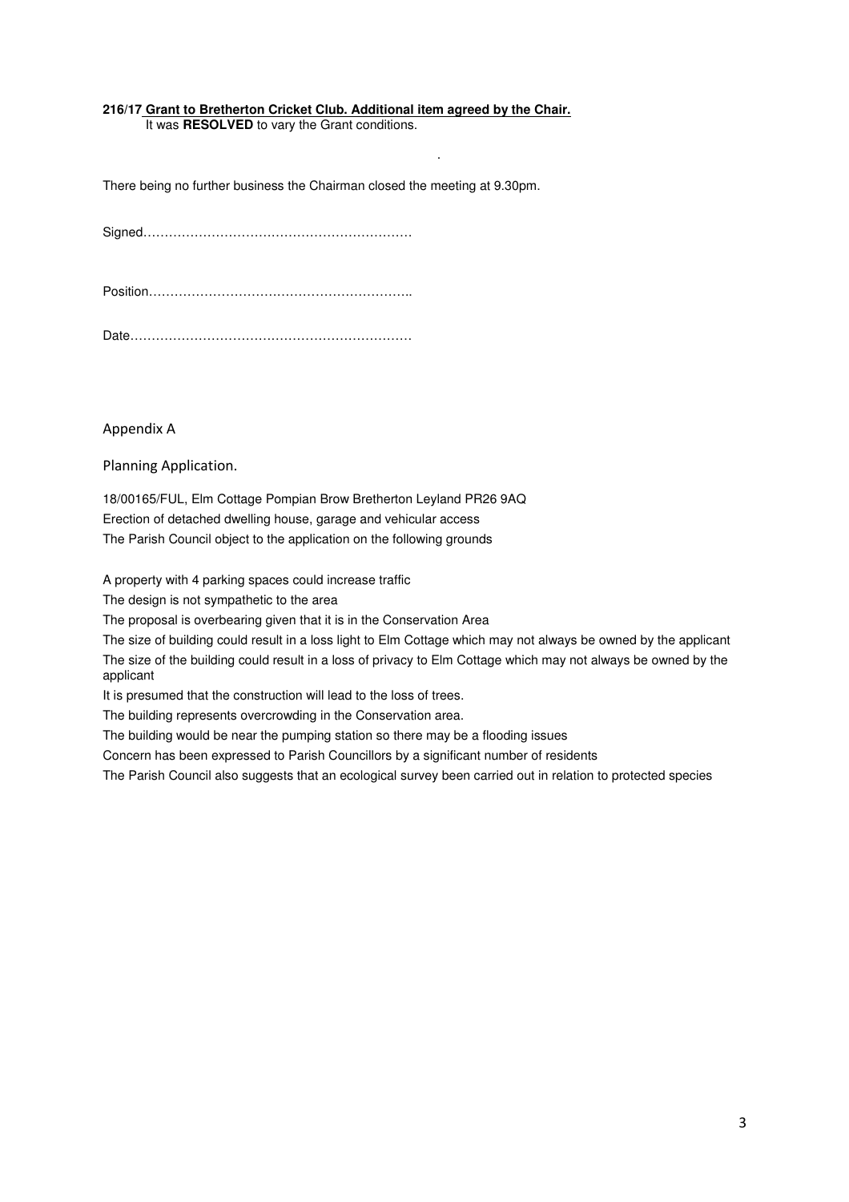**216/17 Grant to Bretherton Cricket Club. Additional item agreed by the Chair.**
It was **RESOLVED** to vary the Grant conditions.

There being no further business the Chairman closed the meeting at 9.30pm.

Signed………………………………………………………

Position……………………………………………………..

Date…………………………………………………………

Appendix A

Planning Application.

18/00165/FUL, Elm Cottage Pompian Brow Bretherton Leyland PR26 9AQ
Erection of detached dwelling house, garage and vehicular access
The Parish Council object to the application on the following grounds

A property with 4 parking spaces could increase traffic
The design is not sympathetic to the area
The proposal is overbearing given that it is in the Conservation Area
The size of building could result in a loss light to Elm Cottage which may not always be owned by the applicant
The size of the building could result in a loss of privacy to Elm Cottage which may not always be owned by the applicant
It is presumed that the construction will lead to the loss of trees.
The building represents overcrowding in the Conservation area.
The building would be near the pumping station so there may be a flooding issues
Concern has been expressed to Parish Councillors by a significant number of residents
The Parish Council also suggests that an ecological survey been carried out in relation to protected species